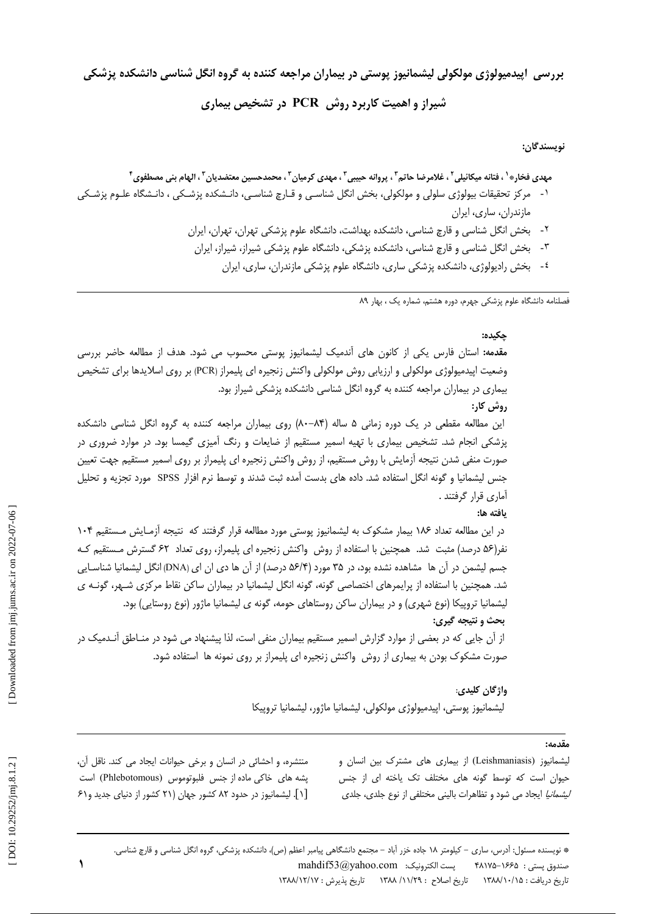# بررسی اپیدمیولوژی مولکولی لیشمانیوز پوستی در بیماران مراجعه کننده به گروه انگل شناسی دانشکده پزشکی شیراز و اهمیت کاربرد روش PCR در تشخیص بیماری

**نویسندگان:**

**مهدی فخار*[1] ، فتانه میکائیلی[2] ، غلامرضا حاتم[3] ، پروانه حبیبی[3] ، مهدی کرمیان[3] ، محمدحسین معتضدیان[3] ، الهام بنی مصطفوی[4]**

۱- مرکز تحقیقات بیولوژی سلولی و مولکولی، بخش انگل شناسی و قارچ شناسی، دانشکده پزشکی ، دانشگاه علوم پزشکی مازندران، ساری، ایران

۲- بخش انگل شناسی و قارچ شناسی، دانشکده بهداشت، دانشگاه علوم پزشکی تهران، تهران، ایران

۳- بخش انگل شناسی و قارچ شناسی، دانشکده پزشکی، دانشگاه علوم پزشکی شیراز، شیراز، ایران

٤- بخش رادیولوژی، دانشکده پزشکی ساری، دانشگاه علوم پزشکی مازندران، ساری، ایران

فصلنامه دانشگاه علوم پزشکی جهرم، دوره هشتم، شماره یک ، بهار ۸۹

## چکیده:

**مقدمه:** استان فارس یکی از کانون های آندمیک لیشمانیوز پوستی محسوب می شود. هدف از مطالعه حاضر بررسی وضعیت اپیدمیولوژی مولکولی و ارزیابی روش مولکولی واکنش زنجیره ای پلیمراز (PCR) بر روی اسلایدها برای تشخیص بیماری در بیماران مراجعه کننده به گروه انگل شناسی دانشکده پزشکی شیراز بود.

**روش کار:**
این مطالعه مقطعی در یک دوره زمانی ۵ ساله (۸۴-۸۰) روی بیماران مراجعه کننده به گروه انگل شناسی دانشکده پزشکی انجام شد. تشخیص بیماری با تهیه اسمیر مستقیم از ضایعات و رنگ آمیزی گیمسا بود. در موارد ضروری در صورت منفی شدن نتیجه آزمایش با روش مستقیم، از روش واکنش زنجیره ای پلیمراز بر روی اسمیر مستقیم جهت تعیین جنس لیشمانیا و گونه انگل استفاده شد. داده های بدست آمده ثبت شدند و توسط نرم افزار SPSS مورد تجزیه و تحلیل آماری قرار گرفتند .

**یافته ها:**
در این مطالعه تعداد ۱۸۶ بیمار مشکوک به لیشمانیوز پوستی مورد مطالعه قرار گرفتند که نتیجه آزمایش مستقیم ۱۰۴ نفر(۵۶ درصد) مثبت شد. همچنین با استفاده از روش واکنش زنجیره ای پلیمراز، روی تعداد ۶۲ گسترش مستقیم که جسم لیشمن در آن ها مشاهده نشده بود، در ۳۵ مورد (۵۶/۴ درصد) از آن ها دی ان ای (DNA) انگل لیشمانیا شناسایی شد. همچنین با استفاده از پرایمرهای اختصاصی گونه، گونه انگل لیشمانیا در بیماران ساکن نقاط مرکزی شهر، گونه ی لیشمانیا تروپیکا (نوع شهری) و در بیماران ساکن روستاهای حومه، گونه ی لیشمانیا ماژور (نوع روستایی) بود.

**بحث و نتیجه گیری:**
از آن جایی که در بعضی از موارد گزارش اسمیر مستقیم بیماران منفی است، لذا پیشنهاد می شود در مناطق آندمیک در صورت مشکوک بودن به بیماری از روش واکنش زنجیره ای پلیمراز بر روی نمونه ها استفاده شود.

**واژگان کلیدی:**
لیشمانیوز پوستی، اپیدمیولوژی مولکولی، لیشمانیا ماژور، لیشمانیا تروپیکا

## مقدمه:

لیشمانیوز (Leishmaniasis) از بیماری های مشترک بین انسان و حیوان است که توسط گونه های مختلف تک یاخته ای از جنس *لیشمانیا* ایجاد می شود و تظاهرات بالینی مختلفی از نوع جلدی، جلدی منتشره، و احشائی در انسان و برخی حیوانات ایجاد می کند. ناقل آن، پشه های خاکی ماده از جنس فلبوتوموس (Phlebotomous) است [۱]. لیشمانیوز در حدود ۸۲ کشور جهان (۲۱ کشور از دنیای جدید و۶۱

* نویسنده مسئول: آدرس، ساری - کیلومتر ۱۸ جاده خزر آباد - مجتمع دانشگاهی پیامبر اعظم (ص)، دانشکده پزشکی، گروه انگل شناسی و قارچ شناسی.
صندوق پستی : ۱۶۶۵-۴۸۱۷۵ پست الکترونیک: mahdif53@yahoo.com
تاریخ دریافت : ۱۳۸۸/۱۰/۱۵ تاریخ اصلاح : ۱۳۸۸/۱۱/۲۹ تاریخ پذیرش : ۱۳۸۸/۱۲/۱۷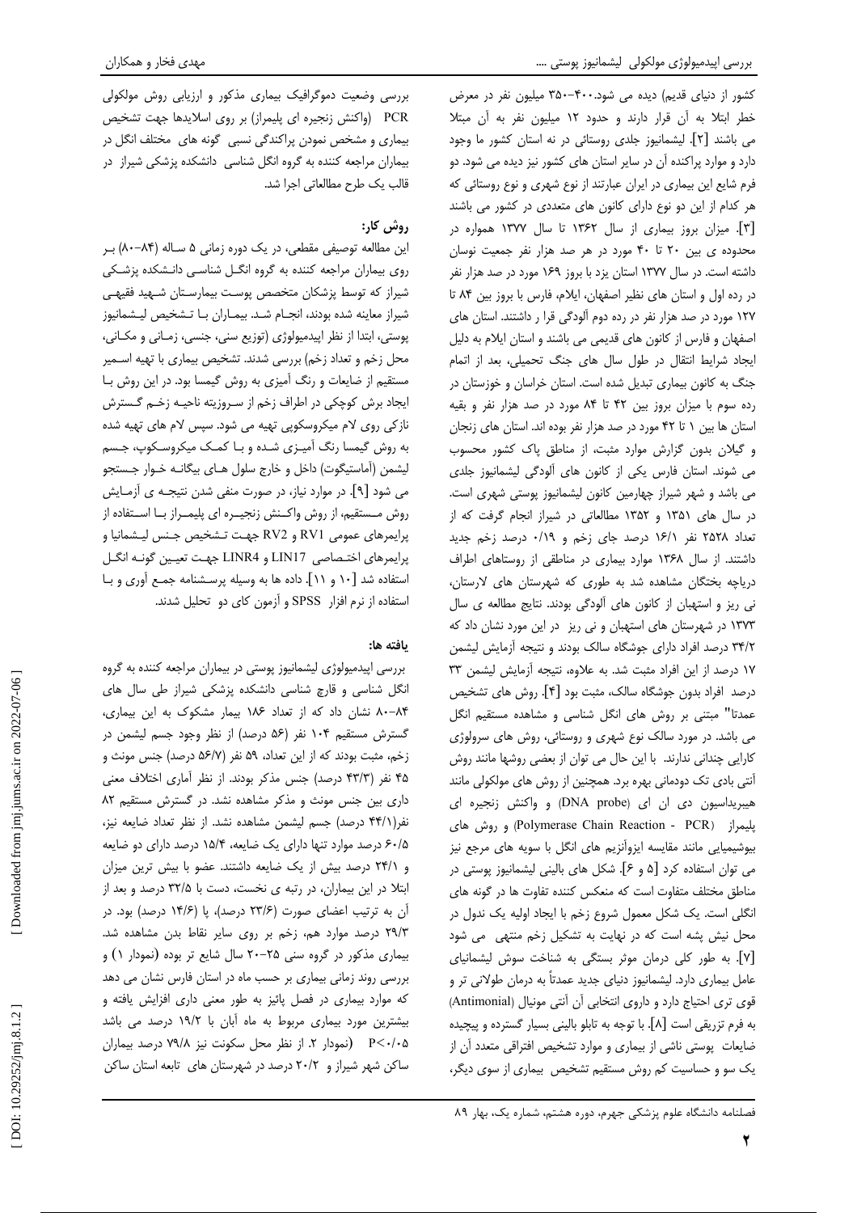کشور از دنیای قدیم) دیده می شود. ۴۰۰-۳۵۰ میلیون نفر در معرض خطر ابتلا به آن قرار دارند و حدود ۱۲ میلیون نفر به آن مبتلا می باشند [۲]. لیشمانیوز جلدی روستائی در نه استان کشور ما وجود دارد و موارد پراکنده آن در سایر استان های کشور نیز دیده می شود. دو فرم شایع این بیماری در ایران عبارتند از نوع شهری و نوع روستائی که هر کدام از این دو نوع دارای کانون های متعددی در کشور می باشند [۳]. میزان بروز بیماری از سال ۱۳۶۲ تا سال ۱۳۷۷ همواره در محدوده ی بین ۲۰ تا ۴۰ مورد در هر صد هزار نفر جمعیت نوسان داشته است. در سال ۱۳۷۷ استان یزد با بروز ۱۶۹ مورد در صد هزار نفر در رده اول و استان های نظیر اصفهان، ایلام، فارس با بروز بین ۸۴ تا ۱۲۷ مورد در صد هزار نفر در رده دوم آلودگی قرا ر داشتند. استان های اصفهان و فارس از کانون های قدیمی می باشند و استان ایلام به دلیل ایجاد شرایط انتقال در طول سال های جنگ تحمیلی، بعد از اتمام جنگ به کانون بیماری تبدیل شده است. استان خراسان و خوزستان در رده سوم با میزان بروز بین ۴۲ تا ۸۴ مورد در صد هزار نفر و بقیه استان ها بین ۱ تا ۴۲ مورد در صد هزار نفر بوده اند. استان های زنجان و گیلان بدون گزارش موارد مثبت، از مناطق پاک کشور محسوب می شوند. استان فارس یکی از کانون های آلودگی لیشمانیوز جلدی می باشد و شهر شیراز چهارمین کانون لیشمانیوز پوستی شهری است. در سال های ۱۳۵۱ و ۱۳۵۲ مطالعاتی در شیراز انجام گرفت که از تعداد ۲۵۲۸ نفر ۱۶/۱ درصد جای زخم و ۰/۱۹ درصد زخم جدید داشتند. از سال ۱۳۶۸ موارد بیماری در مناطقی از روستاهای اطراف دریاچه بختگان مشاهده شد به طوری که شهرستان های لارستان، نی ریز و استهبان از کانون های آلودگی بودند. نتایج مطالعه ی سال ۱۳۷۳ در شهرستان های استهبان و نی ریز در این مورد نشان داد که ۳۴/۲ درصد افراد دارای جوشگاه سالک بودند و نتیجه آزمایش لیشمن ۱۷ درصد از این افراد مثبت شد. به علاوه، نتیجه آزمایش لیشمن ۳۳ درصد افراد بدون جوشگاه سالک، مثبت بود [۴]. روش های تشخیص عمدتا" مبتنی بر روش های انگل شناسی و مشاهده مستقیم انگل می باشد. در مورد سالک نوع شهری و روستائی، روش های سرولوژی کارایی چندانی ندارند. با این حال می توان از بعضی روشها مانند روش آنتی بادی تک دودمانی بهره برد. همچنین از روش های مولکولی مانند هیبریداسیون دی ان ای (DNA probe) و واکنش زنجیره ای پلیمراز (Polymerase Chain Reaction - PCR) و روش های بیوشیمیایی مانند مقایسه ایزوآنزیم های انگل با سویه های مرجع نیز می توان استفاده کرد [۵ و ۶]. شکل های بالینی لیشمانیوز پوستی در مناطق مختلف متفاوت است که منعکس کننده تفاوت ها در گونه های انگلی است. یک شکل معمول شروع زخم با ایجاد اولیه یک ندول در محل نیش پشه است که در نهایت به تشکیل زخم منتهی می شود [۷]. به طور کلی درمان موثر بستگی به شناخت سوش لیشمانیای عامل بیماری دارد. لیشمانیوز دنیای جدید عمدتاً به درمان طولانی تر و قوی تری احتیاج دارد و داروی انتخابی آن آنتی مونیال (Antimonial) به فرم تزریقی است [۸]. با توجه به تابلو بالینی بسیار گسترده و پیچیده ضایعات پوستی ناشی از بیماری و موارد تشخیص افتراقی متعدد آن از یک سو و حساسیت کم روش مستقیم تشخیص بیماری از سوی دیگر، بررسی وضعیت دموگرافیک بیماری مذکور و ارزیابی روش مولکولی PCR (واکنش زنجیره ای پلیمراز) بر روی اسلایدها جهت تشخیص بیماری و مشخص نمودن پراکندگی نسبی گونه های مختلف انگل در بیماران مراجعه کننده به گروه انگل شناسی دانشکده پزشکی شیراز در قالب یک طرح مطالعاتی اجرا شد.

## روش کار:

این مطالعه توصیفی مقطعی، در یک دوره زمانی ۵ ساله (۸۴-۸۰) بر روی بیماران مراجعه کننده به گروه انگل شناسی دانشکده پزشکی شیراز که توسط پزشکان متخصص پوست بیمارستان شهید فقیهی شیراز معاینه شده بودند، انجام شد. بیماران با تشخیص لیشمانیوز پوستی، ابتدا از نظر اپیدمیولوژی (توزیع سنی، جنسی، زمانی و مکانی، محل زخم و تعداد زخم) بررسی شدند. تشخیص بیماری با تهیه اسمیر مستقیم از ضایعات و رنگ آمیزی به روش گیمسا بود. در این روش با ایجاد برش کوچکی در اطراف زخم از سروزیته ناحیه زخم گسترش نازکی روی لام میکروسکوپی تهیه می شود. سپس لام های تهیه شده به روش گیمسا رنگ آمیزی شده و با کمک میکروسکوپ، جسم لیشمن (آماستیگوت) داخل و خارج سلول های بیگانه خوار جستجو می شود [۹]. در موارد نیاز، در صورت منفی شدن نتیجه ی آزمایش روش مستقیم، از روش واکنش زنجیره ای پلیمراز با استفاده از پرایمرهای عمومی RV1 و RV2 جهت تشخیص جنس لیشمانیا و پرایمرهای اختصاصی LIN17 و LINR4 جهت تعیین گونه انگل استفاده شد [۱۰ و ۱۱]. داده ها به وسیله پرسشنامه جمع آوری و با استفاده از نرم افزار SPSS و آزمون کای دو تحلیل شدند.

## یافته ها:

بررسی اپیدمیولوژی لیشمانیوز پوستی در بیماران مراجعه کننده به گروه انگل شناسی و قارچ شناسی دانشکده پزشکی شیراز طی سال های ۸۴-۸۰ نشان داد که از تعداد ۱۸۶ بیمار مشکوک به این بیماری، گسترش مستقیم ۱۰۴ نفر (۵۶ درصد) از نظر وجود جسم لیشمن در زخم، مثبت بودند که از این تعداد، ۵۹ نفر (۵۶/۷ درصد) جنس مونث و ۴۵ نفر (۴۳/۳ درصد) جنس مذکر بودند. از نظر آماری اختلاف معنی داری بین جنس مونث و مذکر مشاهده نشد. در گسترش مستقیم ۸۲ نفر(۴۴/۱ درصد) جسم لیشمن مشاهده نشد. از نظر تعداد ضایعه نیز، ۶۰/۵ درصد موارد تنها دارای یک ضایعه، ۱۵/۴ درصد دارای دو ضایعه و ۲۴/۱ درصد بیش از یک ضایعه داشتند. عضو با بیش ترین میزان ابتلا در این بیماران، در رتبه ی نخست، دست با ۳۲/۵ درصد و بعد از آن به ترتیب اعضای صورت (۲۳/۶ درصد)، پا (۱۴/۶ درصد) بود. در ۲۹/۳ درصد موارد هم، زخم بر روی سایر نقاط بدن مشاهده شد. بیماری مذکور در گروه سنی ۲۵-۲۰ سال شایع تر بوده (نمودار ۱) و بررسی روند زمانی بیماری بر حسب ماه در استان فارس نشان می دهد که موارد بیماری در فصل پائیز به طور معنی داری افزایش یافته و بیشترین مورد بیماری مربوط به ماه آبان با ۱۹/۲ درصد می باشد $P<0.05$ (نمودار ۲. از نظر محل سکونت نیز ۷۹/۸ درصد بیماران ساکن شهر شیراز و ۲۰/۲ درصد در شهرستان های تابعه استان ساکن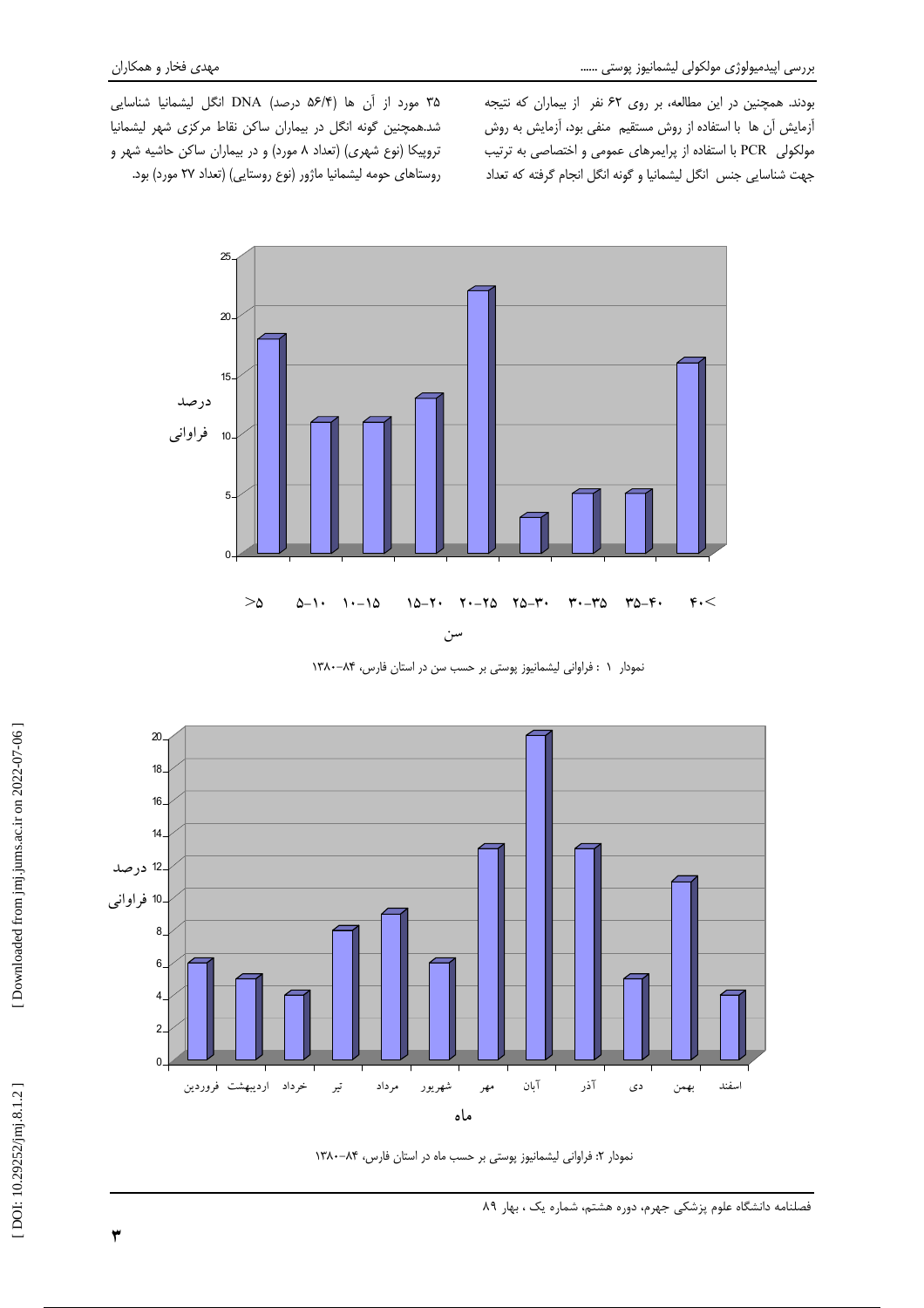بودند. همچنین در این مطالعه، بر روی ۶۲ نفر از بیماران که نتیجه آزمایش آن ها با استفاده از روش مستقیم منفی بود، آزمایش به روش مولکولی PCR با استفاده از پرایمرهای عمومی و اختصاصی به ترتیب جهت شناسایی جنس انگل لیشمانیا و گونه انگل انجام گرفته که تعداد ۳۵ مورد از آن ها (۵۶/۴ درصد) DNA انگل لیشمانیا شناسایی شد.همچنین گونه انگل در بیماران ساکن نقاط مرکزی شهر لیشمانیا تروپیکا (نوع شهری) (تعداد ۸ مورد) و در بیماران ساکن حاشیه شهر و روستاهای حومه لیشمانیا ماژور (نوع روستایی) (تعداد ۲۷ مورد) بود.

| سن | درصد فراوانی |
|---|---|
| ۵> | 18 |
| ۱۰-۵ | 11 |
| ۱۵-۱۰ | 11 |
| ۲۰-۱۵ | 13 |
| ۲۵-۲۰ | 22 |
| ۳۰-۲۵ | 3 |
| ۳۵-۳۰ | 5 |
| ۴۰-۳۵ | 5 |
| ۴۰< | 16 |

نمودار ۱ : فراوانی لیشمانیوز پوستی بر حسب سن در استان فارس، ۸۴-۱۳۸۰

| ماه | درصد فراوانی |
|---|---|
| فروردین | 6 |
| اردیبهشت | 5 |
| خرداد | 4 |
| تیر | 8 |
| مرداد | 9 |
| شهریور | 6 |
| مهر | 13 |
| آبان | 20 |
| آذر | 13 |
| دی | 5 |
| بهمن | 11 |
| اسفند | 4 |

نمودار ۲: فراوانی لیشمانیوز پوستی بر حسب ماه در استان فارس، ۸۴-۱۳۸۰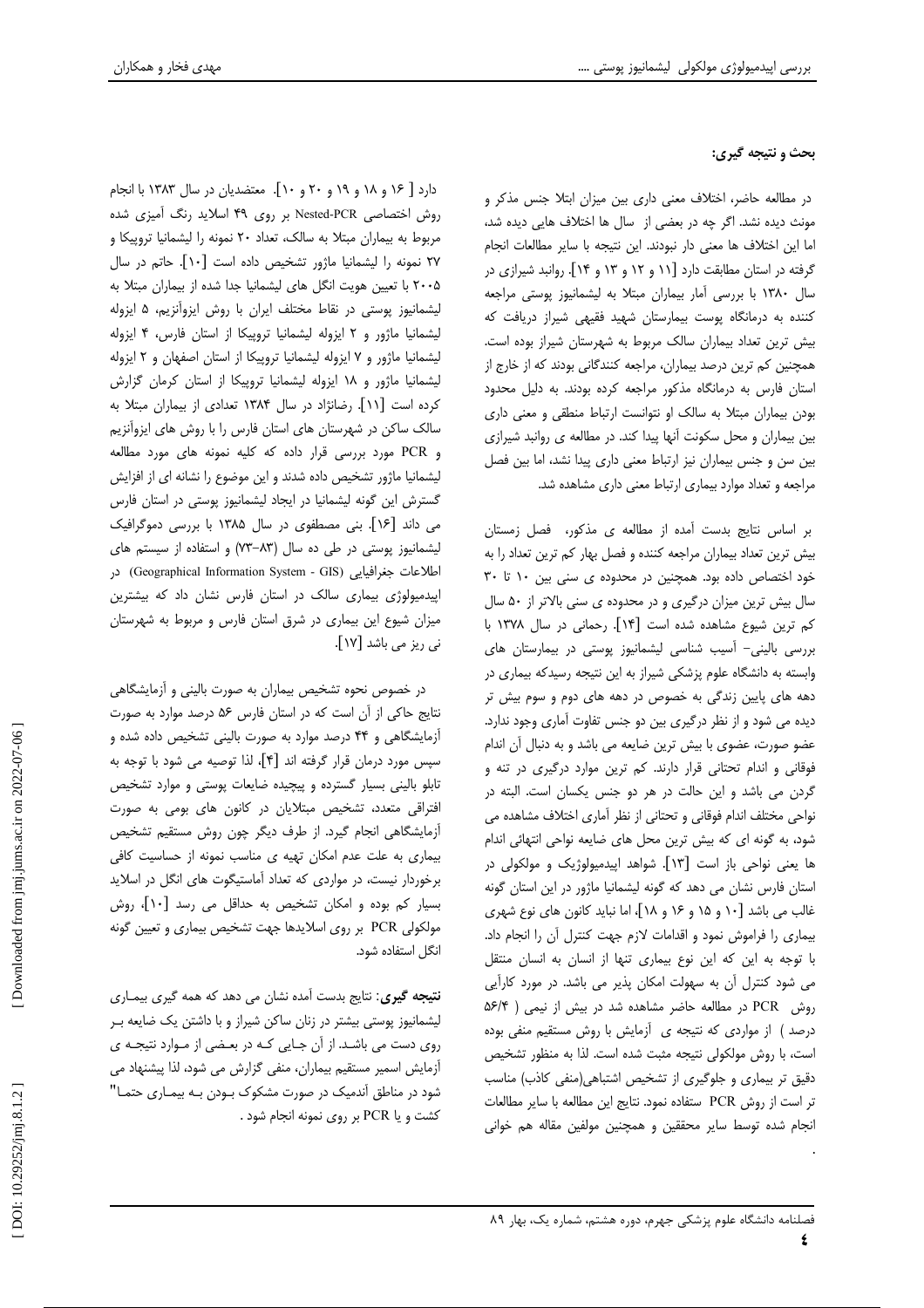## بحث و نتیجه گیری:

در مطالعه حاضر، اختلاف معنی داری بین میزان ابتلا جنس مذکر و مونث دیده نشد. اگر چه در بعضی از سال ها اختلاف هایی دیده شد، اما این اختلاف ها معنی دار نبودند. این نتیجه با سایر مطالعات انجام گرفته در استان مطابقت دارد [۱۱ و ۱۲ و ۱۳ و ۱۴]. روانبد شیرازی در سال ۱۳۸۰ با بررسی آمار بیماران مبتلا به لیشمانیوز پوستی مراجعه کننده به درمانگاه پوست بیمارستان شهید فقیهی شیراز دریافت که بیش ترین تعداد بیماران سالک مربوط به شهرستان شیراز بوده است. همچنین کم ترین درصد بیماران، مراجعه کنندگانی بودند که از خارج از استان فارس به درمانگاه مذکور مراجعه کرده بودند. به دلیل محدود بودن بیماران مبتلا به سالک او نتوانست ارتباط منطقی و معنی داری بین بیماران و محل سکونت آنها پیدا کند. در مطالعه ی روانبد شیرازی بین سن و جنس بیماران نیز ارتباط معنی داری پیدا نشد، اما بین فصل مراجعه و تعداد موارد بیماری ارتباط معنی داری مشاهده شد.

بر اساس نتایج بدست آمده از مطالعه ی مذکور، فصل زمستان بیش ترین تعداد بیماران مراجعه کننده و فصل بهار کم ترین تعداد را به خود اختصاص داده بود. همچنین در محدوده ی سنی بین ۱۰ تا ۳۰ سال بیش ترین میزان درگیری و در محدوده ی سنی بالاتر از ۵۰ سال کم ترین شیوع مشاهده شده است [۱۴]. رحمانی در سال ۱۳۷۸ با بررسی بالینی- آسیب شناسی لیشمانیوز پوستی در بیمارستان های وابسته به دانشگاه علوم پزشکی شیراز به این نتیجه رسیدکه بیماری در دهه های پایین زندگی به خصوص در دهه های دوم و سوم بیش تر دیده می شود و از نظر درگیری بین دو جنس تفاوت آماری وجود ندارد. عضو صورت، عضوی با بیش ترین ضایعه می باشد و به دنبال آن اندام فوقانی و اندام تحتانی قرار دارند. کم ترین موارد درگیری در تنه و گردن می باشد و این حالت در هر دو جنس یکسان است. البته در نواحی مختلف اندام فوقانی و تحتانی از نظر آماری اختلاف مشاهده می شود، به گونه ای که بیش ترین محل های ضایعه نواحی انتهائی اندام ها یعنی نواحی باز است [۱۳]. شواهد اپیدمیولوژیک و مولکولی در استان فارس نشان می دهد که گونه لیشمانیا ماژور در این استان گونه غالب می باشد [۱۰ و ۱۵ و ۱۶ و ۱۸]، اما نباید کانون های نوع شهری بیماری را فراموش نمود و اقدامات لازم جهت کنترل آن را انجام داد. با توجه به این که این نوع بیماری تنها از انسان به انسان منتقل می شود کنترل آن به سهولت امکان پذیر می باشد. در مورد کارآیی روش PCR در مطالعه حاضر مشاهده شد در بیش از نیمی ( ۵۶/۴ درصد ) از مواردی که نتیجه ی آزمایش با روش مستقیم منفی بوده است، با روش مولکولی نتیجه مثبت شده است. لذا به منظور تشخیص دقیق تر بیماری و جلوگیری از تشخیص اشتباهی(منفی کاذب) مناسب تر است از روش PCR ستفاده نمود. نتایج این مطالعه با سایر مطالعات انجام شده توسط سایر محققین و همچنین مولفین مقاله هم خوانی

دارد [ ۱۶ و ۱۸ و ۱۹ و ۲۰ و ۱۰]. معتضدیان در سال ۱۳۸۳ با انجام روش اختصاصی Nested-PCR بر روی ۴۹ اسلاید رنگ آمیزی شده مربوط به بیماران مبتلا به سالک، تعداد ۲۰ نمونه را لیشمانیا تروپیکا و ۲۷ نمونه را لیشمانیا ماژور تشخیص داده است [۱۰]. حاتم در سال ۲۰۰۵ با تعیین هویت انگل های لیشمانیا جدا شده از بیماران مبتلا به لیشمانیوز پوستی در نقاط مختلف ایران با روش ایزوآنزیم، ۵ ایزوله لیشمانیا ماژور و ۲ ایزوله لیشمانیا تروپیکا از استان فارس، ۴ ایزوله لیشمانیا ماژور و ۷ ایزوله لیشمانیا تروپیکا از استان اصفهان و ۲ ایزوله لیشمانیا ماژور و ۱۸ ایزوله لیشمانیا تروپیکا از استان کرمان گزارش کرده است [۱۱]. رضانژاد در سال ۱۳۸۴ تعدادی از بیماران مبتلا به سالک ساکن در شهرستان های استان فارس را با روش های ایزوآنزیم و PCR مورد بررسی قرار داده که کلیه نمونه های مورد مطالعه لیشمانیا ماژور تشخیص داده شدند و این موضوع را نشانه ای از افزایش گسترش این گونه لیشمانیا در ایجاد لیشمانیوز پوستی در استان فارس می داند [۱۶]. بنی مصطفوی در سال ۱۳۸۵ با بررسی دموگرافیک لیشمانیوز پوستی در طی ده سال (۸۳-۷۳) و استفاده از سیستم های اطلاعات جغرافیایی (Geographical Information System - GIS) در اپیدمیولوژی بیماری سالک در استان فارس نشان داد که بیشترین میزان شیوع این بیماری در شرق استان فارس و مربوط به شهرستان نی ریز می باشد [۱۷].

در خصوص نحوه تشخیص بیماران به صورت بالینی و آزمایشگاهی نتایج حاکی از آن است که در استان فارس ۵۶ درصد موارد به صورت آزمایشگاهی و ۴۴ درصد موارد به صورت بالینی تشخیص داده شده و سپس مورد درمان قرار گرفته اند [۴]، لذا توصیه می شود با توجه به تابلو بالینی بسیار گسترده و پیچیده ضایعات پوستی و موارد تشخیص افتراقی متعدد، تشخیص مبتلایان در کانون های بومی به صورت آزمایشگاهی انجام گیرد. از طرف دیگر چون روش مستقیم تشخیص بیماری به علت عدم امکان تهیه ی مناسب نمونه از حساسیت کافی برخوردار نیست، در مواردی که تعداد آماستیگوت های انگل در اسلاید بسیار کم بوده و امکان تشخیص به حداقل می رسد [۱۰]، روش مولکولی PCR بر روی اسلایدها جهت تشخیص بیماری و تعیین گونه انگل استفاده شود.

**نتیجه گیری**: نتایج بدست آمده نشان می دهد که همه گیری بیماری لیشمانیوز پوستی بیشتر در زنان ساکن شیراز و با داشتن یک ضایعه بر روی دست می باشد. از آن جایی که در بعضی از موارد نتیجه ی آزمایش اسمیر مستقیم بیماران، منفی گزارش می شود، لذا پیشنهاد می شود در مناطق آندمیک در صورت مشکوک بودن به بیماری حتما" کشت و یا PCR بر روی نمونه انجام شود .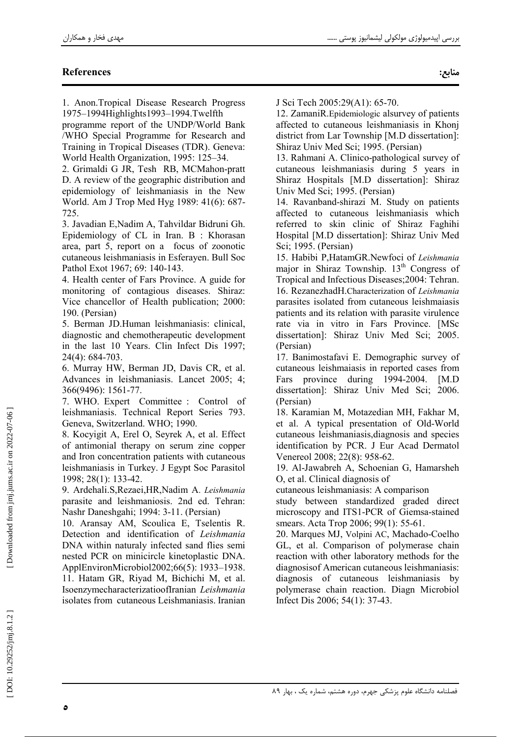## References

## منابع:

1. Anon.Tropical Disease Research Progress 1975–1994Highlights1993–1994.Twelfth programme report of the UNDP/World Bank /WHO Special Programme for Research and Training in Tropical Diseases (TDR). Geneva: World Health Organization, 1995: 125–34.
2. Grimaldi G JR, Tesh RB, MCMahon-pratt D. A review of the geographic distribution and epidemiology of leishmaniasis in the New World. Am J Trop Med Hyg 1989: 41(6): 687-725.
3. Javadian E,Nadim A, Tahvildar Bidruni Gh. Epidemiology of CL in Iran. B : Khorasan area, part 5, report on a focus of zoonotic cutaneous leishmaniasis in Esferayen. Bull Soc Pathol Exot 1967; 69: 140-143.
4. Health center of Fars Province. A guide for monitoring of contagious diseases. Shiraz: Vice chancellor of Health publication; 2000: 190. (Persian)
5. Berman JD.Human leishmaniasis: clinical, diagnostic and chemotherapeutic development in the last 10 Years. Clin Infect Dis 1997; 24(4): 684-703.
6. Murray HW, Berman JD, Davis CR, et al. Advances in leishmaniasis. Lancet 2005; 4; 366(9496): 1561-77.
7. WHO. Expert Committee : Control of leishmaniasis. Technical Report Series 793. Geneva, Switzerland. WHO; 1990.
8. Kocyigit A, Erel O, Seyrek A, et al. Effect of antimonial therapy on serum zine copper and Iron concentration patients with cutaneous leishmaniasis in Turkey. J Egypt Soc Parasitol 1998; 28(1): 133-42.
9. Ardehali.S,Rezaei,HR,Nadim A. *Leishmania* parasite and leishmaniosis. 2nd ed. Tehran: Nashr Daneshgahi; 1994: 3-11. (Persian)
10. Aransay AM, Scoulica E, Tselentis R. Detection and identification of *Leishmania* DNA within naturaly infected sand flies semi nested PCR on minicircle kinetoplastic DNA. ApplEnvironMicrobiol2002;66(5): 1933–1938.
11. Hatam GR, Riyad M, Bichichi M, et al. IsoenzymecharacterizatioofIranian *Leishmania* isolates from cutaneous Leishmaniasis. Iranian J Sci Tech 2005:29(A1): 65-70.
12. ZamaniR.Epidemiologic alsurvey of patients affected to cutaneous leishmaniasis in Khonj district from Lar Township [M.D dissertation]: Shiraz Univ Med Sci; 1995. (Persian)
13. Rahmani A. Clinico-pathological survey of cutaneous leishmaniasis during 5 years in Shiraz Hospitals [M.D dissertation]: Shiraz Univ Med Sci; 1995. (Persian)
14. Ravanband-shirazi M. Study on patients affected to cutaneous leishmaniasis which referred to skin clinic of Shiraz Faghihi Hospital [M.D dissertation]: Shiraz Univ Med Sci; 1995. (Persian)
15. Habibi P,HatamGR.Newfoci of *Leishmania* major in Shiraz Township. 13th Congress of Tropical and Infectious Diseases;2004: Tehran.
16. RezanezhadH.Characterization of *Leishmania* parasites isolated from cutaneous leishmaiasis patients and its relation with parasite virulence rate via in vitro in Fars Province. [MSc dissertation]: Shiraz Univ Med Sci; 2005. (Persian)
17. Banimostafavi E. Demographic survey of cutaneous leishmaiasis in reported cases from Fars province during 1994-2004. [M.D dissertation]: Shiraz Univ Med Sci; 2006. (Persian)
18. Karamian M, Motazedian MH, Fakhar M, et al. A typical presentation of Old-World cutaneous leishmaniasis,diagnosis and species identification by PCR. J Eur Acad Dermatol Venereol 2008; 22(8): 958-62.
19. Al-Jawabreh A, Schoenian G, Hamarsheh O, et al. Clinical diagnosis of cutaneous leishmaniasis: A comparison study between standardized graded direct microscopy and ITS1-PCR of Giemsa-stained smears. Acta Trop 2006; 99(1): 55-61.
20. Marques MJ, Volpini AC, Machado-Coelho GL, et al. Comparison of polymerase chain reaction with other laboratory methods for the diagnosisof American cutaneous leishmaniasis: diagnosis of cutaneous leishmaniasis by polymerase chain reaction. Diagn Microbiol Infect Dis 2006; 54(1): 37-43.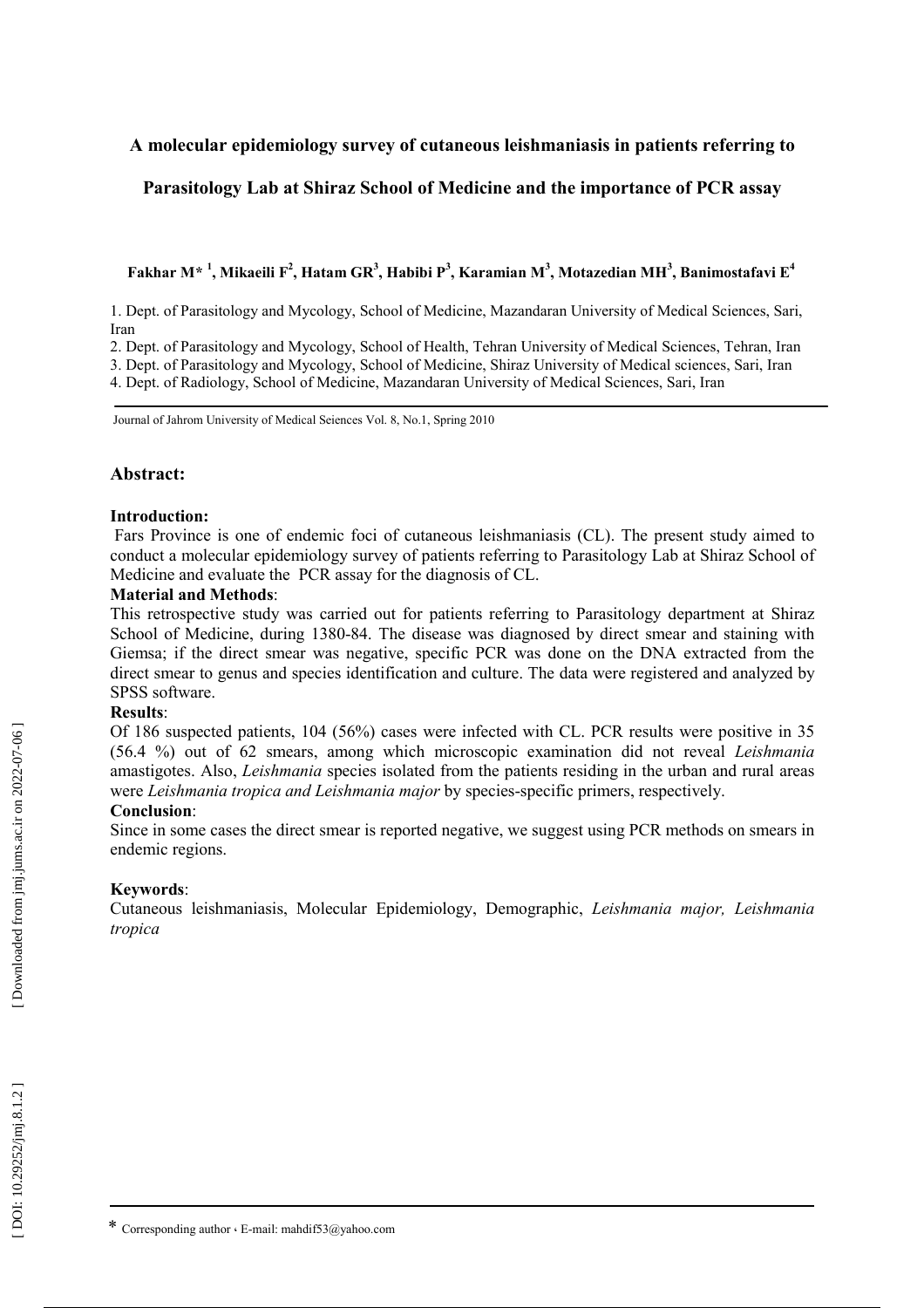# A molecular epidemiology survey of cutaneous leishmaniasis in patients referring to Parasitology Lab at Shiraz School of Medicine and the importance of PCR assay

**Fakhar M*[1], Mikaeili F[2], Hatam GR[3], Habibi P[3], Karamian M[3], Motazedian MH[3], Banimostafavi E[4]**

1. Dept. of Parasitology and Mycology, School of Medicine, Mazandaran University of Medical Sciences, Sari, Iran
2. Dept. of Parasitology and Mycology, School of Health, Tehran University of Medical Sciences, Tehran, Iran
3. Dept. of Parasitology and Mycology, School of Medicine, Shiraz University of Medical sciences, Sari, Iran
4. Dept. of Radiology, School of Medicine, Mazandaran University of Medical Sciences, Sari, Iran

Journal of Jahrom University of Medical Seiences Vol. 8, No.1, Spring 2010

## Abstract:

**Introduction:**

Fars Province is one of endemic foci of cutaneous leishmaniasis (CL). The present study aimed to conduct a molecular epidemiology survey of patients referring to Parasitology Lab at Shiraz School of Medicine and evaluate the PCR assay for the diagnosis of CL.

**Material and Methods**:

This retrospective study was carried out for patients referring to Parasitology department at Shiraz School of Medicine, during 1380-84. The disease was diagnosed by direct smear and staining with Giemsa; if the direct smear was negative, specific PCR was done on the DNA extracted from the direct smear to genus and species identification and culture. The data were registered and analyzed by SPSS software.

**Results**:

Of 186 suspected patients, 104 (56%) cases were infected with CL. PCR results were positive in 35 (56.4 %) out of 62 smears, among which microscopic examination did not reveal *Leishmania* amastigotes. Also, *Leishmania* species isolated from the patients residing in the urban and rural areas were *Leishmania tropica and Leishmania major* by species-specific primers, respectively.

**Conclusion**:

Since in some cases the direct smear is reported negative, we suggest using PCR methods on smears in endemic regions.

**Keywords**:

Cutaneous leishmaniasis, Molecular Epidemiology, Demographic, *Leishmania major, Leishmania tropica*

* Corresponding author ، E-mail: mahdif53@yahoo.com